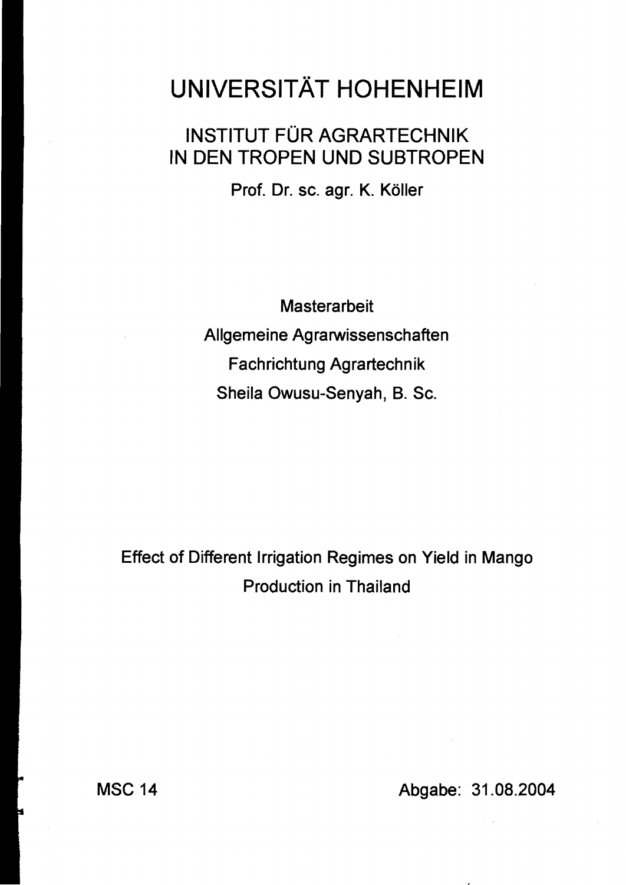# UNIVERSITÄT HOHENHEIM

## INSTITUT FÜR AGRARTECHNIK IN DEN TROPEN UND SUBTROPEN

Prof. Dr. sc. agr. K. Köller

Masterarbeit

Allgemeine Agrarwissenschaften

Fachrichtung Agrartechnik

Sheila Owusu-Senyah, B. Sc.

Effect of Different Irrigation Regimes on Yield in Mango Production in Thailand

MSC 14

Abgabe: 31.08.2004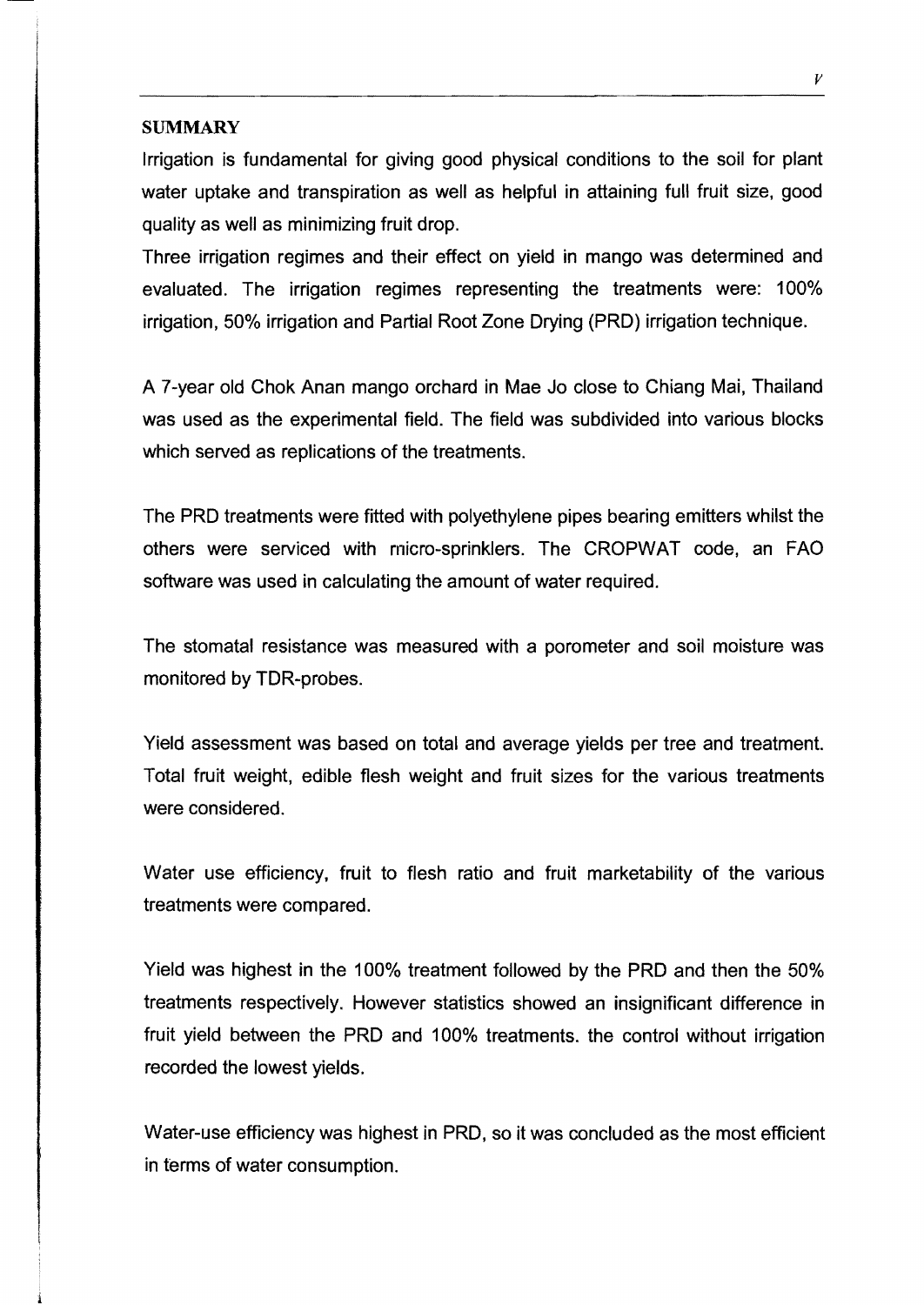## SUMMARY

Irrigation is fundamental for giving good physical conditions to the soil for plant water uptake and transpiration as well as helpful in attaining full fruit size, good quality as well as minimizing fruit drop.

Three irrigation regimes and their effect on yield in mango was determined and evaluated. The irrigation regimes representing the treatments were: 100% irrigation, 50% irrigation and Partial Root Zone Drying (PRD) irrigation technique.

A 7-year old Chok Anan mango orchard in Mae Jo close to Chiang Mai, Thailand was used as the experimental field. The field was subdivided into various blocks which served as replications of the treatments.

The PRD treatments were fitted with polyethylene pipes bearing emitters whilst the others were serviced with micro-sprinklers. The CROPWAT code, an FAO software was used in calculating the amount of water required.

The stomatal resistance was measured with a porometer and soil moisture was monitored by TDR-probes.

Yield assessment was based on total and average yields per tree and treatment. Total fruit weight, edible flesh weight and fruit sizes for the various treatments were considered.

Water use efficiency, fruit to flesh ratio and fruit marketability of the various treatments were compared.

Yield was highest in the 100% treatment followed by the PRD and then the 50% treatments respectively. However statistics showed an insignificant difference in fruit yield between the PRD and 100% treatments. the control without irrigation recorded the lowest yields.

Water-use efficiency was highest in PRD, so it was concluded as the most efficient in terms of water consumption.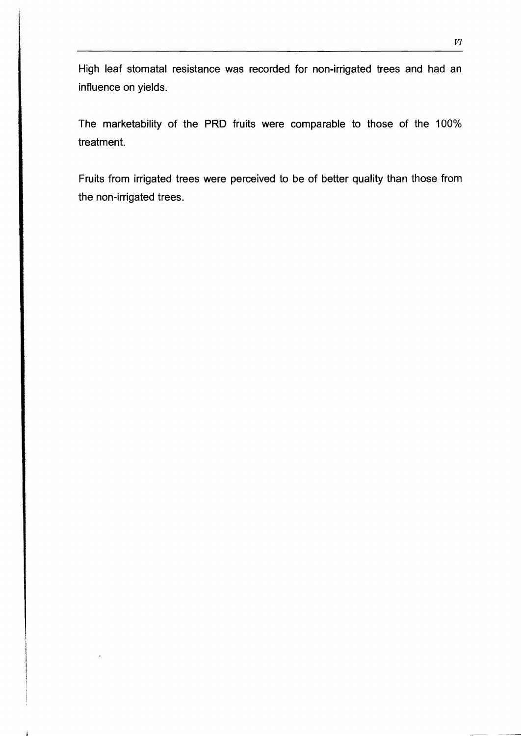High leaf stomatal resistance was recorded for non-irrigated trees and had an influence on yields.

The marketability of the PRD fruits were comparable to those of the 100% treatment.

Fruits from irrigated trees were perceived to be of better quality than those from the non-irrigated trees.